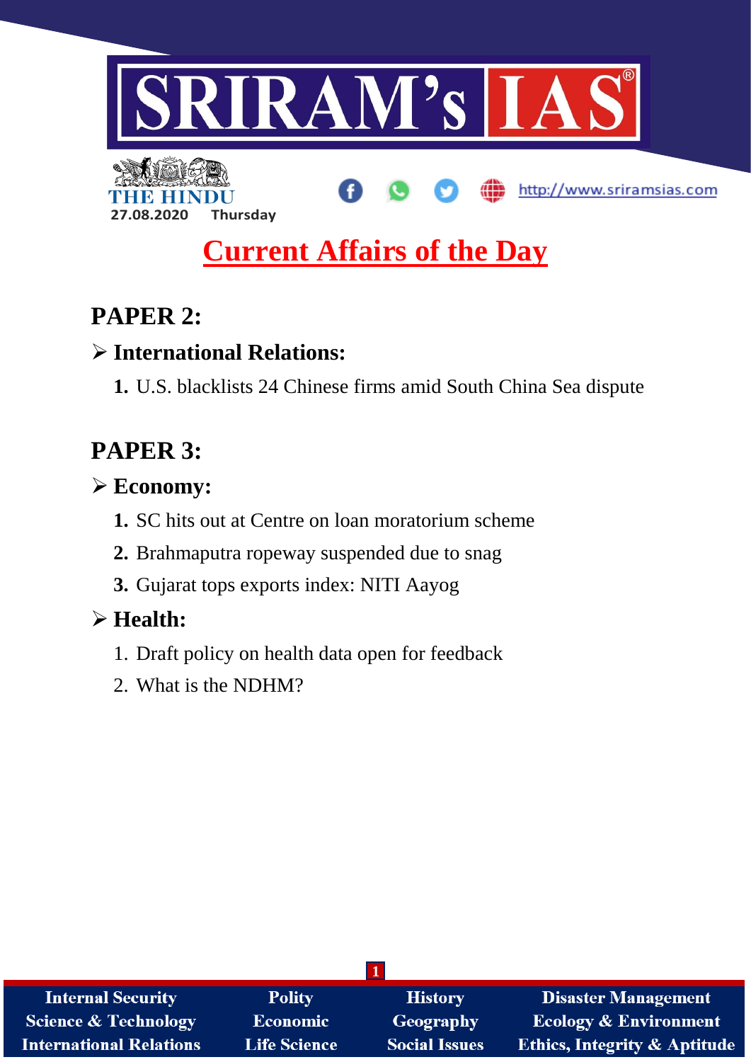SRIRAM's IAS

THE HINDU

27.08.2020 Thursday

http://www.sriramsias.com

# Current Affairs of the Day

## PAPER 2:

### International Relations:

1. U.S. blacklists 24 Chinese firms amid South China Sea dispute

## PAPER 3:

### Economy:

1. SC hits out at Centre on loan moratorium scheme
2. Brahmaputra ropeway suspended due to snag
3. Gujarat tops exports index: NITI Aayog

### Health:

1. Draft policy on health data open for feedback
2. What is the NDHM?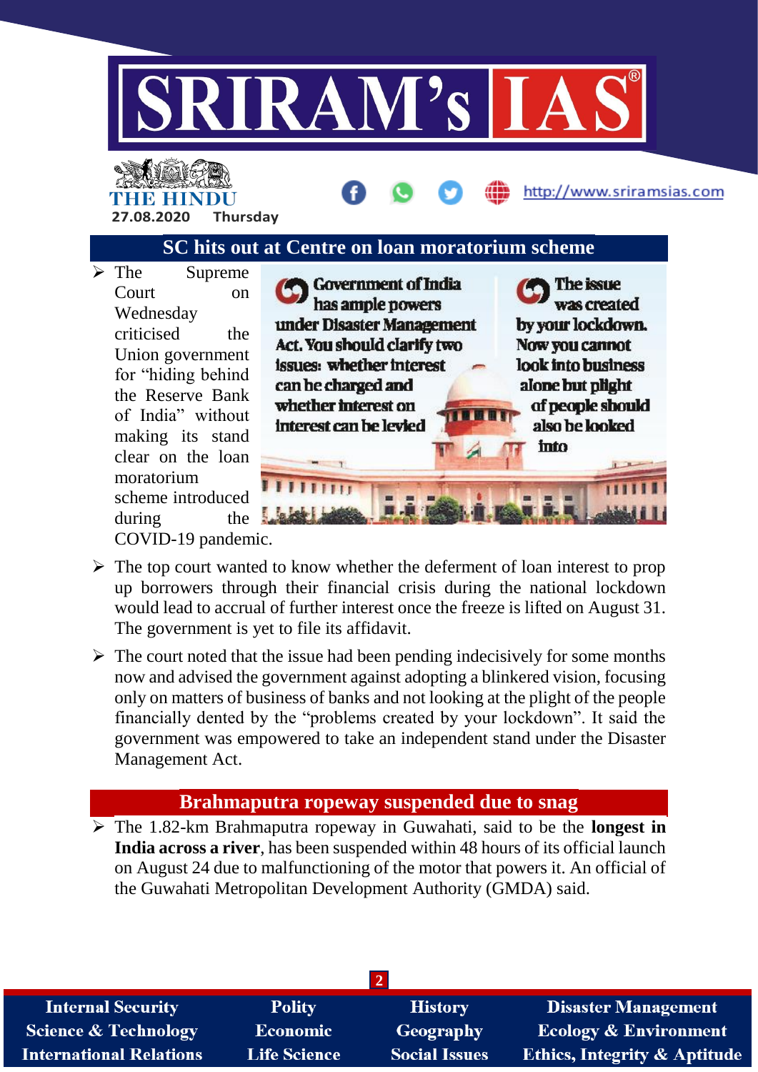## SC hits out at Centre on loan moratorium scheme

- The Supreme Court on Wednesday criticised the Union government for "hiding behind the Reserve Bank of India" without making its stand clear on the loan moratorium scheme introduced during the COVID-19 pandemic.

Government of India has ample powers under Disaster Management Act. You should clarify two issues: whether interest can be charged and whether interest on interest can be levied

The issue was created by your lockdown. Now you cannot look into business alone but plight of people should also be looked into

- The top court wanted to know whether the deferment of loan interest to prop up borrowers through their financial crisis during the national lockdown would lead to accrual of further interest once the freeze is lifted on August 31. The government is yet to file its affidavit.
- The court noted that the issue had been pending indecisively for some months now and advised the government against adopting a blinkered vision, focusing only on matters of business of banks and not looking at the plight of the people financially dented by the "problems created by your lockdown". It said the government was empowered to take an independent stand under the Disaster Management Act.

## Brahmaputra ropeway suspended due to snag

- The 1.82-km Brahmaputra ropeway in Guwahati, said to be the **longest in India across a river**, has been suspended within 48 hours of its official launch on August 24 due to malfunctioning of the motor that powers it. An official of the Guwahati Metropolitan Development Authority (GMDA) said.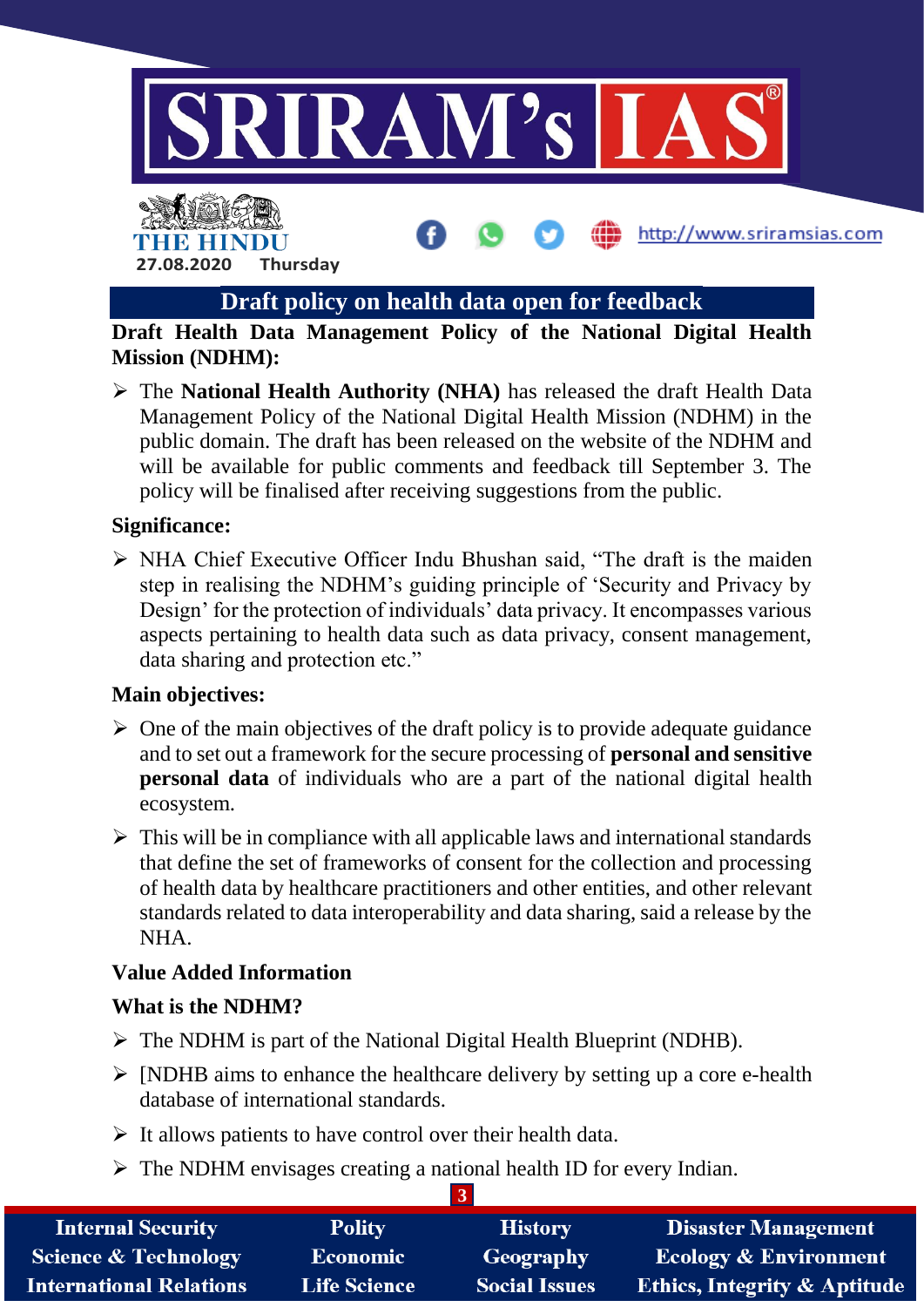# Draft policy on health data open for feedback

**Draft Health Data Management Policy of the National Digital Health Mission (NDHM):**

- The **National Health Authority (NHA)** has released the draft Health Data Management Policy of the National Digital Health Mission (NDHM) in the public domain. The draft has been released on the website of the NDHM and will be available for public comments and feedback till September 3. The policy will be finalised after receiving suggestions from the public.

**Significance:**

- NHA Chief Executive Officer Indu Bhushan said, "The draft is the maiden step in realising the NDHM's guiding principle of 'Security and Privacy by Design' for the protection of individuals' data privacy. It encompasses various aspects pertaining to health data such as data privacy, consent management, data sharing and protection etc."

**Main objectives:**

- One of the main objectives of the draft policy is to provide adequate guidance and to set out a framework for the secure processing of **personal and sensitive personal data** of individuals who are a part of the national digital health ecosystem.
- This will be in compliance with all applicable laws and international standards that define the set of frameworks of consent for the collection and processing of health data by healthcare practitioners and other entities, and other relevant standards related to data interoperability and data sharing, said a release by the NHA.

**Value Added Information**

**What is the NDHM?**

- The NDHM is part of the National Digital Health Blueprint (NDHB).
- [NDHB aims to enhance the healthcare delivery by setting up a core e-health database of international standards.
- It allows patients to have control over their health data.
- The NDHM envisages creating a national health ID for every Indian.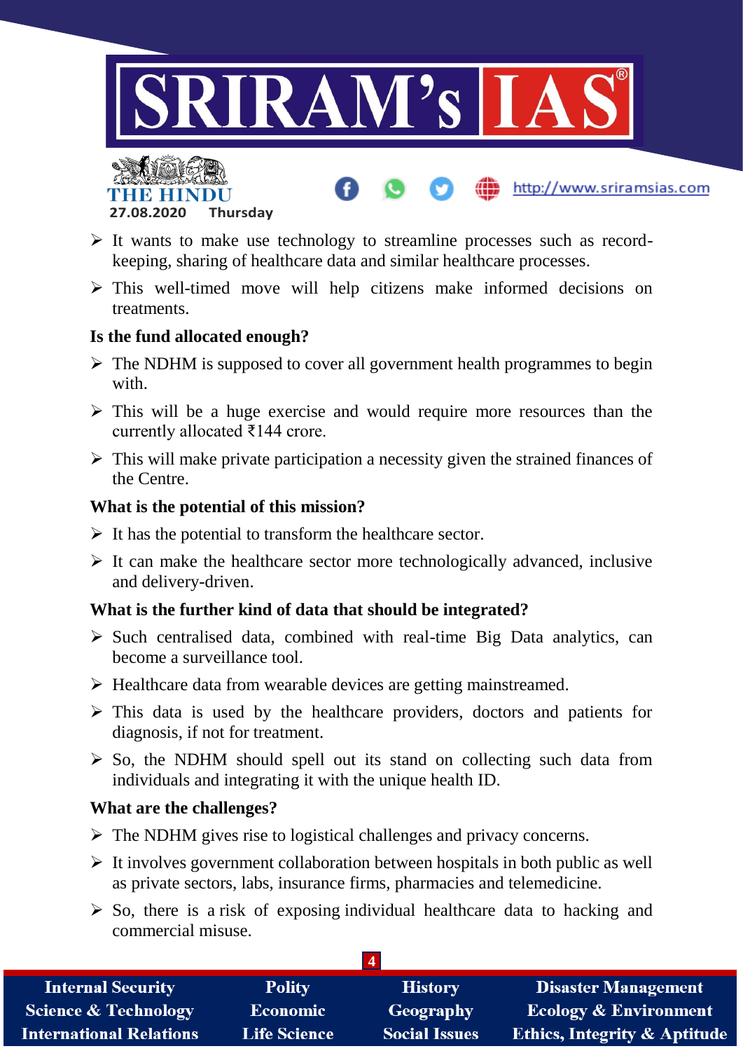- It wants to make use technology to streamline processes such as record-keeping, sharing of healthcare data and similar healthcare processes.
- This well-timed move will help citizens make informed decisions on treatments.

**Is the fund allocated enough?**

- The NDHM is supposed to cover all government health programmes to begin with.
- This will be a huge exercise and would require more resources than the currently allocated ₹144 crore.
- This will make private participation a necessity given the strained finances of the Centre.

**What is the potential of this mission?**

- It has the potential to transform the healthcare sector.
- It can make the healthcare sector more technologically advanced, inclusive and delivery-driven.

**What is the further kind of data that should be integrated?**

- Such centralised data, combined with real-time Big Data analytics, can become a surveillance tool.
- Healthcare data from wearable devices are getting mainstreamed.
- This data is used by the healthcare providers, doctors and patients for diagnosis, if not for treatment.
- So, the NDHM should spell out its stand on collecting such data from individuals and integrating it with the unique health ID.

**What are the challenges?**

- The NDHM gives rise to logistical challenges and privacy concerns.
- It involves government collaboration between hospitals in both public as well as private sectors, labs, insurance firms, pharmacies and telemedicine.
- So, there is a risk of exposing individual healthcare data to hacking and commercial misuse.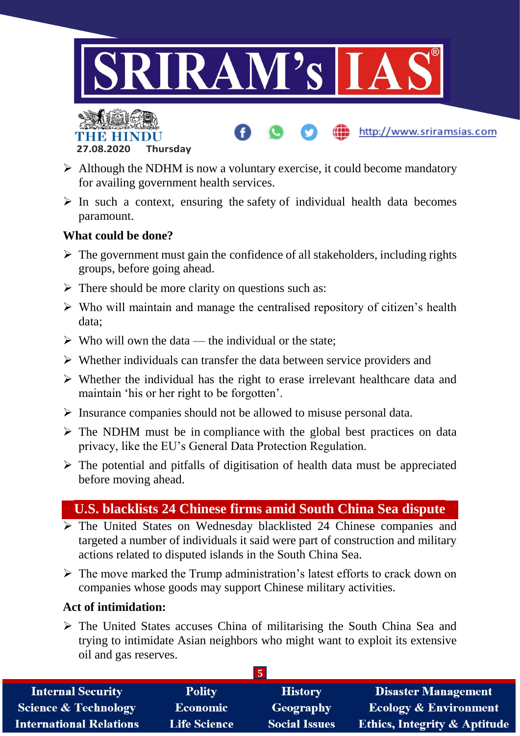- Although the NDHM is now a voluntary exercise, it could become mandatory for availing government health services.
- In such a context, ensuring the safety of individual health data becomes paramount.

**What could be done?**

- The government must gain the confidence of all stakeholders, including rights groups, before going ahead.
- There should be more clarity on questions such as:
- Who will maintain and manage the centralised repository of citizen's health data;
- Who will own the data — the individual or the state;
- Whether individuals can transfer the data between service providers and
- Whether the individual has the right to erase irrelevant healthcare data and maintain 'his or her right to be forgotten'.
- Insurance companies should not be allowed to misuse personal data.
- The NDHM must be in compliance with the global best practices on data privacy, like the EU's General Data Protection Regulation.
- The potential and pitfalls of digitisation of health data must be appreciated before moving ahead.

## U.S. blacklists 24 Chinese firms amid South China Sea dispute

- The United States on Wednesday blacklisted 24 Chinese companies and targeted a number of individuals it said were part of construction and military actions related to disputed islands in the South China Sea.
- The move marked the Trump administration's latest efforts to crack down on companies whose goods may support Chinese military activities.

**Act of intimidation:**

- The United States accuses China of militarising the South China Sea and trying to intimidate Asian neighbors who might want to exploit its extensive oil and gas reserves.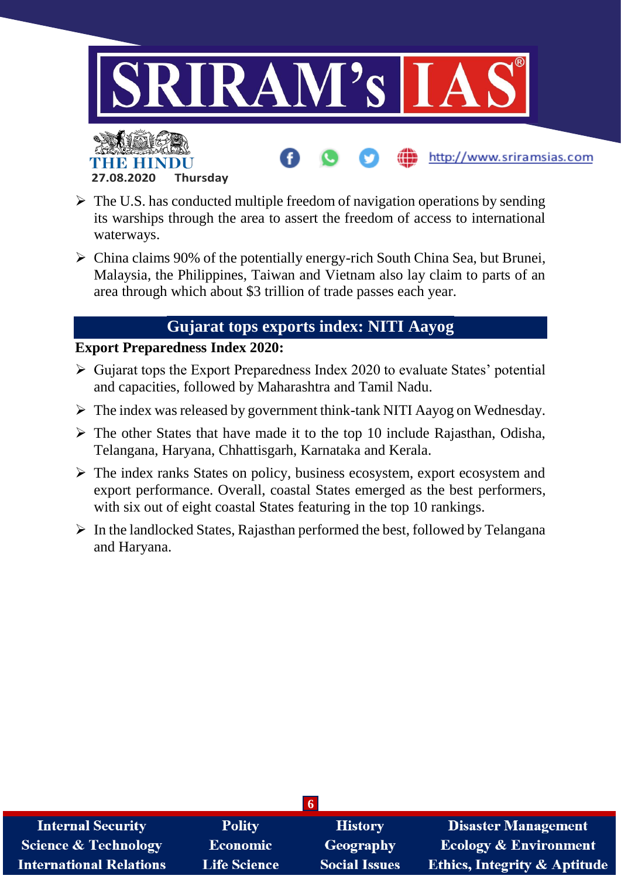- The U.S. has conducted multiple freedom of navigation operations by sending its warships through the area to assert the freedom of access to international waterways.
- China claims 90% of the potentially energy-rich South China Sea, but Brunei, Malaysia, the Philippines, Taiwan and Vietnam also lay claim to parts of an area through which about $3 trillion of trade passes each year.

## Gujarat tops exports index: NITI Aayog

**Export Preparedness Index 2020:**

- Gujarat tops the Export Preparedness Index 2020 to evaluate States' potential and capacities, followed by Maharashtra and Tamil Nadu.
- The index was released by government think-tank NITI Aayog on Wednesday.
- The other States that have made it to the top 10 include Rajasthan, Odisha, Telangana, Haryana, Chhattisgarh, Karnataka and Kerala.
- The index ranks States on policy, business ecosystem, export ecosystem and export performance. Overall, coastal States emerged as the best performers, with six out of eight coastal States featuring in the top 10 rankings.
- In the landlocked States, Rajasthan performed the best, followed by Telangana and Haryana.